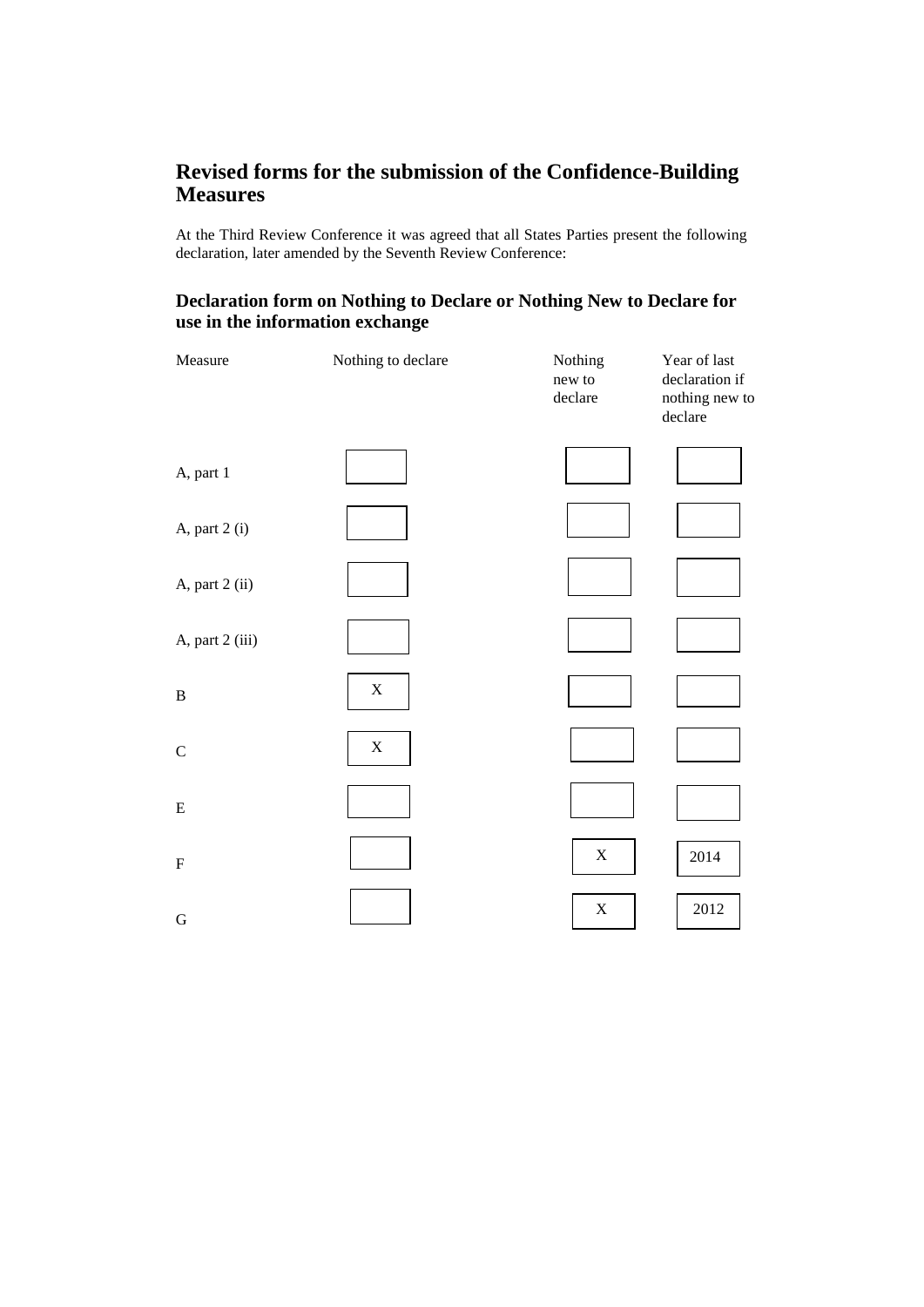# Revised forms for the submission of the Confidence-Building Measures

At the Third Review Conference it was agreed that all States Parties present the following declaration, later amended by the Seventh Review Conference:

## Declaration form on Nothing to Declare or Nothing New to Declare for use in the information exchange

| Measure | Nothing to declare | Nothing new to declare | Year of last declaration if nothing new to declare |
|---|---|---|---|
| A, part 1 | | | |
| A, part 2 (i) | | | |
| A, part 2 (ii) | | | |
| A, part 2 (iii) | | | |
| B | X | | |
| C | X | | |
| E | | | |
| F | | X | 2014 |
| G | | X | 2012 |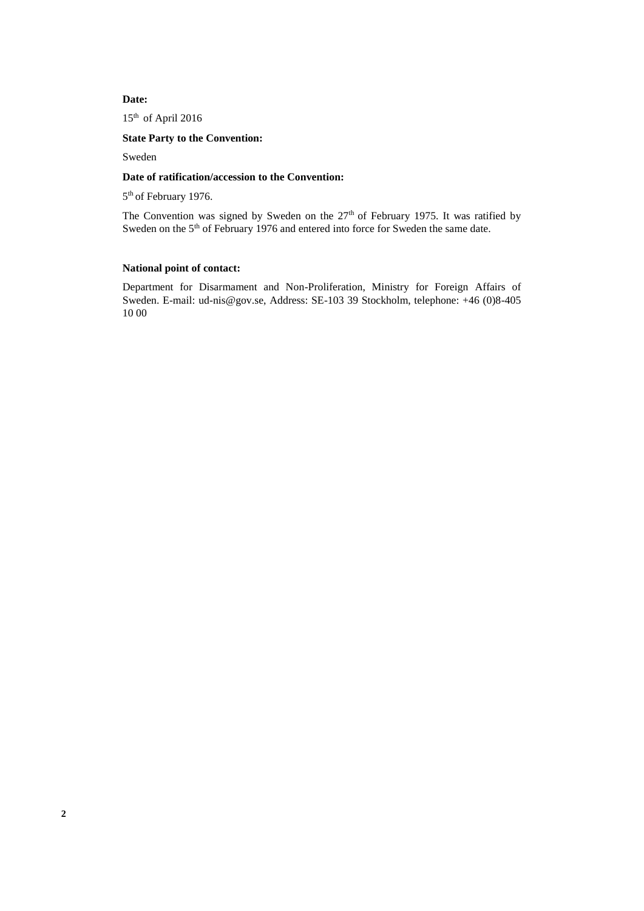**Date:**

15th of April 2016

**State Party to the Convention:**

Sweden

**Date of ratification/accession to the Convention:**

5th of February 1976.

The Convention was signed by Sweden on the 27th of February 1975. It was ratified by Sweden on the 5th of February 1976 and entered into force for Sweden the same date.

**National point of contact:**

Department for Disarmament and Non-Proliferation, Ministry for Foreign Affairs of Sweden. E-mail: ud-nis@gov.se, Address: SE-103 39 Stockholm, telephone: +46 (0)8-405 10 00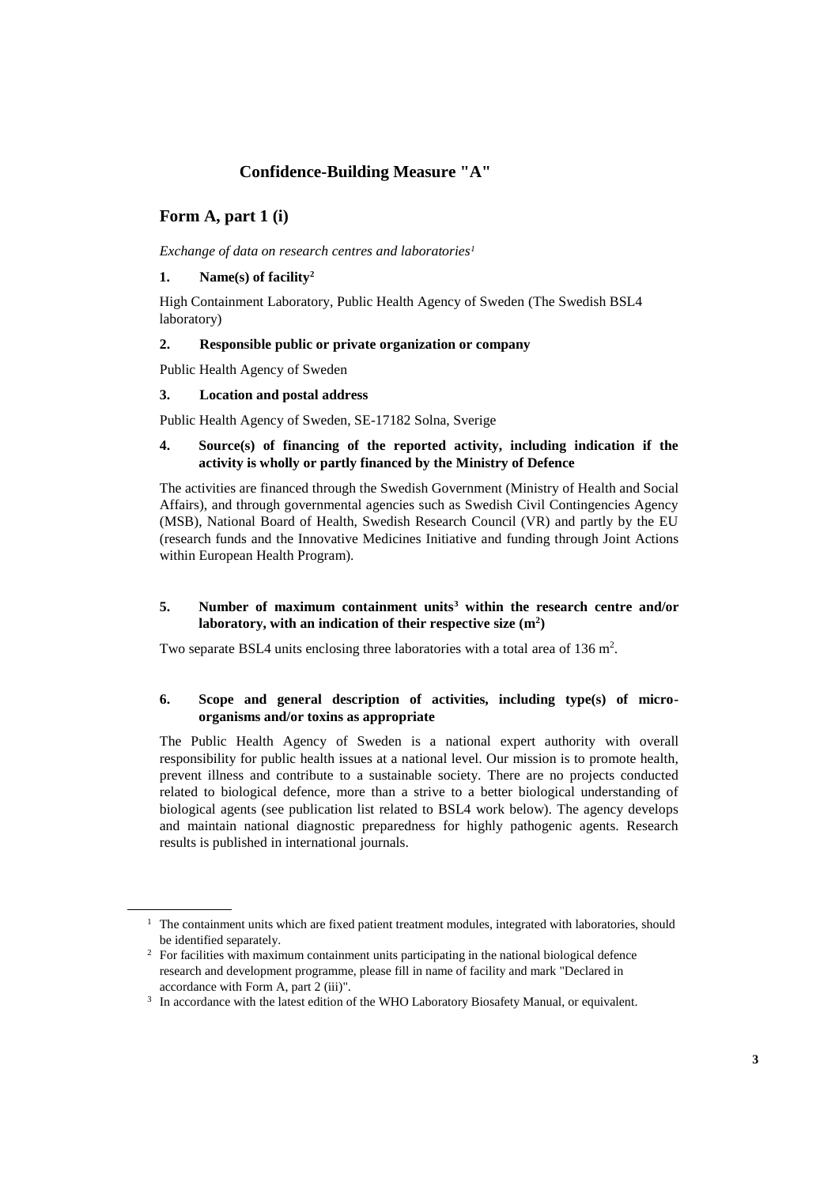# Confidence-Building Measure "A"

## Form A, part 1 (i)

*Exchange of data on research centres and laboratories[1]*

### 1. Name(s) of facility[2]

High Containment Laboratory, Public Health Agency of Sweden (The Swedish BSL4 laboratory)

### 2. Responsible public or private organization or company

Public Health Agency of Sweden

### 3. Location and postal address

Public Health Agency of Sweden, SE-17182 Solna, Sverige

### 4. Source(s) of financing of the reported activity, including indication if the activity is wholly or partly financed by the Ministry of Defence

The activities are financed through the Swedish Government (Ministry of Health and Social Affairs), and through governmental agencies such as Swedish Civil Contingencies Agency (MSB), National Board of Health, Swedish Research Council (VR) and partly by the EU (research funds and the Innovative Medicines Initiative and funding through Joint Actions within European Health Program).

### 5. Number of maximum containment units[3] within the research centre and/or laboratory, with an indication of their respective size ($m^2$)

Two separate BSL4 units enclosing three laboratories with a total area of 136 $m^2$.

### 6. Scope and general description of activities, including type(s) of micro-organisms and/or toxins as appropriate

The Public Health Agency of Sweden is a national expert authority with overall responsibility for public health issues at a national level. Our mission is to promote health, prevent illness and contribute to a sustainable society. There are no projects conducted related to biological defence, more than a strive to a better biological understanding of biological agents (see publication list related to BSL4 work below). The agency develops and maintain national diagnostic preparedness for highly pathogenic agents. Research results is published in international journals.

---

[1] The containment units which are fixed patient treatment modules, integrated with laboratories, should be identified separately.

[2] For facilities with maximum containment units participating in the national biological defence research and development programme, please fill in name of facility and mark "Declared in accordance with Form A, part 2 (iii)".

[3] In accordance with the latest edition of the WHO Laboratory Biosafety Manual, or equivalent.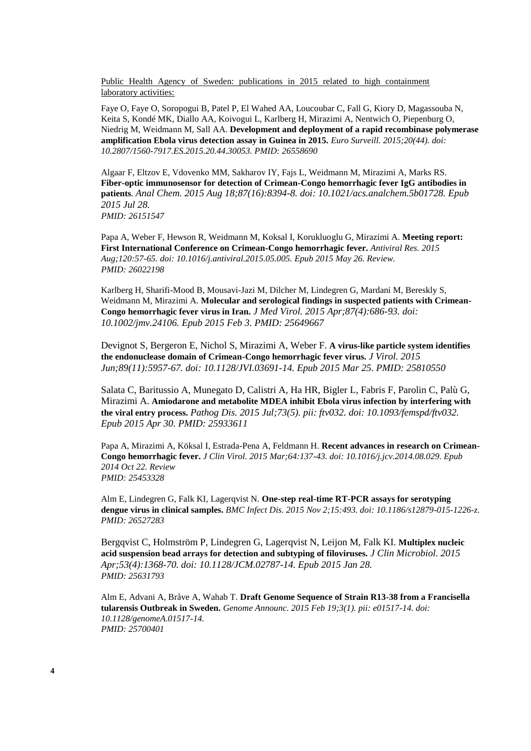Public Health Agency of Sweden: publications in 2015 related to high containment laboratory activities:

Faye O, Faye O, Soropogui B, Patel P, El Wahed AA, Loucoubar C, Fall G, Kiory D, Magassouba N, Keita S, Kondé MK, Diallo AA, Koivogui L, Karlberg H, Mirazimi A, Nentwich O, Piepenburg O, Niedrig M, Weidmann M, Sall AA. **Development and deployment of a rapid recombinase polymerase amplification Ebola virus detection assay in Guinea in 2015.** *Euro Surveill. 2015;20(44). doi: 10.2807/1560-7917.ES.2015.20.44.30053. PMID: 26558690*

Algaar F, Eltzov E, Vdovenko MM, Sakharov IY, Fajs L, Weidmann M, Mirazimi A, Marks RS. **Fiber-optic immunosensor for detection of Crimean-Congo hemorrhagic fever IgG antibodies in patients**. *Anal Chem. 2015 Aug 18;87(16):8394-8. doi: 10.1021/acs.analchem.5b01728. Epub 2015 Jul 28. PMID: 26151547*

Papa A, Weber F, Hewson R, Weidmann M, Koksal I, Korukluoglu G, Mirazimi A. **Meeting report: First International Conference on Crimean-Congo hemorrhagic fever.** *Antiviral Res. 2015 Aug;120:57-65. doi: 10.1016/j.antiviral.2015.05.005. Epub 2015 May 26. Review. PMID: 26022198*

Karlberg H, Sharifi-Mood B, Mousavi-Jazi M, Dilcher M, Lindegren G, Mardani M, Bereskly S, Weidmann M, Mirazimi A. **Molecular and serological findings in suspected patients with Crimean-Congo hemorrhagic fever virus in Iran.** *J Med Virol. 2015 Apr;87(4):686-93. doi: 10.1002/jmv.24106. Epub 2015 Feb 3. PMID: 25649667*

Devignot S, Bergeron E, Nichol S, Mirazimi A, Weber F. **A virus-like particle system identifies the endonuclease domain of Crimean-Congo hemorrhagic fever virus.** *J Virol. 2015 Jun;89(11):5957-67. doi: 10.1128/JVI.03691-14. Epub 2015 Mar 25. PMID: 25810550*

Salata C, Baritussio A, Munegato D, Calistri A, Ha HR, Bigler L, Fabris F, Parolin C, Palù G, Mirazimi A. **Amiodarone and metabolite MDEA inhibit Ebola virus infection by interfering with the viral entry process.** *Pathog Dis. 2015 Jul;73(5). pii: ftv032. doi: 10.1093/femspd/ftv032. Epub 2015 Apr 30. PMID: 25933611*

Papa A, Mirazimi A, Köksal I, Estrada-Pena A, Feldmann H. **Recent advances in research on Crimean-Congo hemorrhagic fever.** *J Clin Virol. 2015 Mar;64:137-43. doi: 10.1016/j.jcv.2014.08.029. Epub 2014 Oct 22. Review PMID: 25453328*

Alm E, Lindegren G, Falk KI, Lagerqvist N. **One-step real-time RT-PCR assays for serotyping dengue virus in clinical samples.** *BMC Infect Dis. 2015 Nov 2;15:493. doi: 10.1186/s12879-015-1226-z. PMID: 26527283*

Bergqvist C, Holmström P, Lindegren G, Lagerqvist N, Leijon M, Falk KI. **Multiplex nucleic acid suspension bead arrays for detection and subtyping of filoviruses.** *J Clin Microbiol. 2015 Apr;53(4):1368-70. doi: 10.1128/JCM.02787-14. Epub 2015 Jan 28. PMID: 25631793*

Alm E, Advani A, Bråve A, Wahab T. **Draft Genome Sequence of Strain R13-38 from a Francisella tularensis Outbreak in Sweden.** *Genome Announc. 2015 Feb 19;3(1). pii: e01517-14. doi: 10.1128/genomeA.01517-14. PMID: 25700401*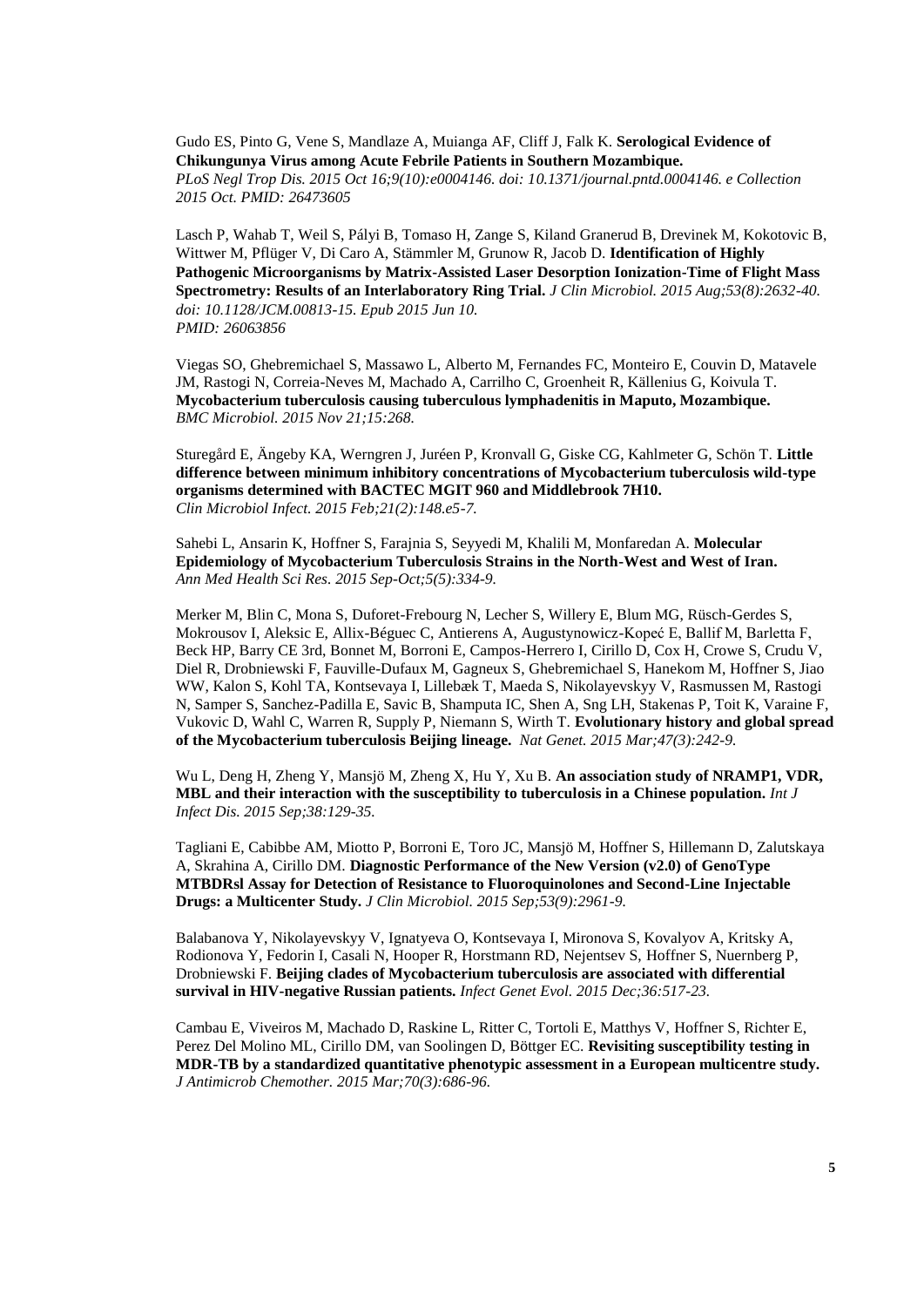Gudo ES, Pinto G, Vene S, Mandlaze A, Muianga AF, Cliff J, Falk K. **Serological Evidence of Chikungunya Virus among Acute Febrile Patients in Southern Mozambique.** *PLoS Negl Trop Dis. 2015 Oct 16;9(10):e0004146. doi: 10.1371/journal.pntd.0004146. e Collection 2015 Oct. PMID: 26473605*

Lasch P, Wahab T, Weil S, Pályi B, Tomaso H, Zange S, Kiland Granerud B, Drevinek M, Kokotovic B, Wittwer M, Pflüger V, Di Caro A, Stämmler M, Grunow R, Jacob D. **Identification of Highly Pathogenic Microorganisms by Matrix-Assisted Laser Desorption Ionization-Time of Flight Mass Spectrometry: Results of an Interlaboratory Ring Trial.** *J Clin Microbiol. 2015 Aug;53(8):2632-40. doi: 10.1128/JCM.00813-15. Epub 2015 Jun 10. PMID: 26063856*

Viegas SO, Ghebremichael S, Massawo L, Alberto M, Fernandes FC, Monteiro E, Couvin D, Matavele JM, Rastogi N, Correia-Neves M, Machado A, Carrilho C, Groenheit R, Källenius G, Koivula T. **Mycobacterium tuberculosis causing tuberculous lymphadenitis in Maputo, Mozambique.** *BMC Microbiol. 2015 Nov 21;15:268.*

Sturegård E, Ängeby KA, Werngren J, Juréen P, Kronvall G, Giske CG, Kahlmeter G, Schön T. **Little difference between minimum inhibitory concentrations of Mycobacterium tuberculosis wild-type organisms determined with BACTEC MGIT 960 and Middlebrook 7H10.** *Clin Microbiol Infect. 2015 Feb;21(2):148.e5-7.*

Sahebi L, Ansarin K, Hoffner S, Farajnia S, Seyyedi M, Khalili M, Monfaredan A. **Molecular Epidemiology of Mycobacterium Tuberculosis Strains in the North-West and West of Iran.** *Ann Med Health Sci Res. 2015 Sep-Oct;5(5):334-9.*

Merker M, Blin C, Mona S, Duforet-Frebourg N, Lecher S, Willery E, Blum MG, Rüsch-Gerdes S, Mokrousov I, Aleksic E, Allix-Béguec C, Antierens A, Augustynowicz-Kopeć E, Ballif M, Barletta F, Beck HP, Barry CE 3rd, Bonnet M, Borroni E, Campos-Herrero I, Cirillo D, Cox H, Crowe S, Crudu V, Diel R, Drobniewski F, Fauville-Dufaux M, Gagneux S, Ghebremichael S, Hanekom M, Hoffner S, Jiao WW, Kalon S, Kohl TA, Kontsevaya I, Lillebæk T, Maeda S, Nikolayevskyy V, Rasmussen M, Rastogi N, Samper S, Sanchez-Padilla E, Savic B, Shamputa IC, Shen A, Sng LH, Stakenas P, Toit K, Varaine F, Vukovic D, Wahl C, Warren R, Supply P, Niemann S, Wirth T. **Evolutionary history and global spread of the Mycobacterium tuberculosis Beijing lineage.** *Nat Genet. 2015 Mar;47(3):242-9.*

Wu L, Deng H, Zheng Y, Mansjö M, Zheng X, Hu Y, Xu B. **An association study of NRAMP1, VDR, MBL and their interaction with the susceptibility to tuberculosis in a Chinese population.** *Int J Infect Dis. 2015 Sep;38:129-35.*

Tagliani E, Cabibbe AM, Miotto P, Borroni E, Toro JC, Mansjö M, Hoffner S, Hillemann D, Zalutskaya A, Skrahina A, Cirillo DM. **Diagnostic Performance of the New Version (v2.0) of GenoType MTBDRsl Assay for Detection of Resistance to Fluoroquinolones and Second-Line Injectable Drugs: a Multicenter Study.** *J Clin Microbiol. 2015 Sep;53(9):2961-9.*

Balabanova Y, Nikolayevskyy V, Ignatyeva O, Kontsevaya I, Mironova S, Kovalyov A, Kritsky A, Rodionova Y, Fedorin I, Casali N, Hooper R, Horstmann RD, Nejentsev S, Hoffner S, Nuernberg P, Drobniewski F. **Beijing clades of Mycobacterium tuberculosis are associated with differential survival in HIV-negative Russian patients.** *Infect Genet Evol. 2015 Dec;36:517-23.*

Cambau E, Viveiros M, Machado D, Raskine L, Ritter C, Tortoli E, Matthys V, Hoffner S, Richter E, Perez Del Molino ML, Cirillo DM, van Soolingen D, Böttger EC. **Revisiting susceptibility testing in MDR-TB by a standardized quantitative phenotypic assessment in a European multicentre study.** *J Antimicrob Chemother. 2015 Mar;70(3):686-96.*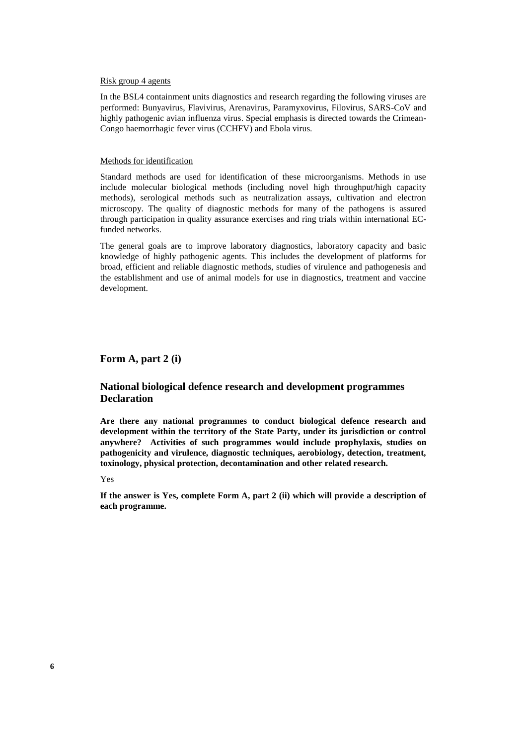Risk group 4 agents

In the BSL4 containment units diagnostics and research regarding the following viruses are performed: Bunyavirus, Flavivirus, Arenavirus, Paramyxovirus, Filovirus, SARS-CoV and highly pathogenic avian influenza virus. Special emphasis is directed towards the Crimean-Congo haemorrhagic fever virus (CCHFV) and Ebola virus.

Methods for identification

Standard methods are used for identification of these microorganisms. Methods in use include molecular biological methods (including novel high throughput/high capacity methods), serological methods such as neutralization assays, cultivation and electron microscopy. The quality of diagnostic methods for many of the pathogens is assured through participation in quality assurance exercises and ring trials within international EC-funded networks.

The general goals are to improve laboratory diagnostics, laboratory capacity and basic knowledge of highly pathogenic agents. This includes the development of platforms for broad, efficient and reliable diagnostic methods, studies of virulence and pathogenesis and the establishment and use of animal models for use in diagnostics, treatment and vaccine development.

## Form A, part 2 (i)

## National biological defence research and development programmes Declaration

**Are there any national programmes to conduct biological defence research and development within the territory of the State Party, under its jurisdiction or control anywhere? Activities of such programmes would include prophylaxis, studies on pathogenicity and virulence, diagnostic techniques, aerobiology, detection, treatment, toxinology, physical protection, decontamination and other related research.**

Yes

**If the answer is Yes, complete Form A, part 2 (ii) which will provide a description of each programme.**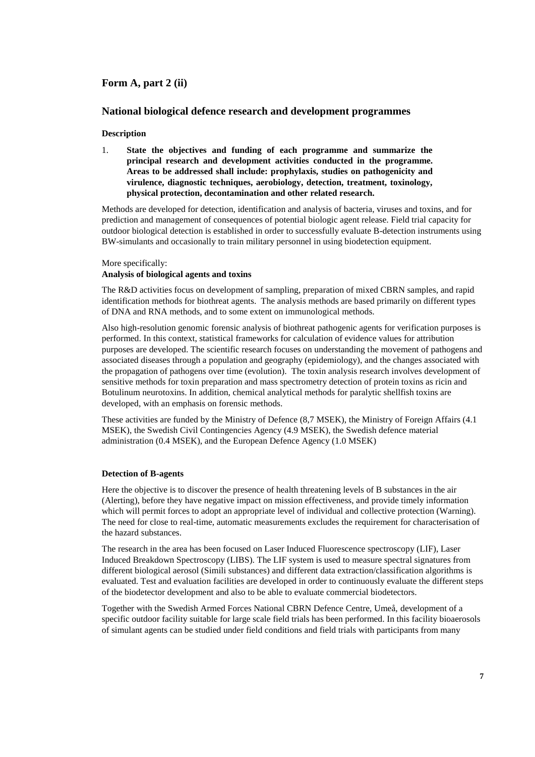## Form A, part 2 (ii)

## National biological defence research and development programmes

**Description**

1. **State the objectives and funding of each programme and summarize the principal research and development activities conducted in the programme. Areas to be addressed shall include: prophylaxis, studies on pathogenicity and virulence, diagnostic techniques, aerobiology, detection, treatment, toxinology, physical protection, decontamination and other related research.**

Methods are developed for detection, identification and analysis of bacteria, viruses and toxins, and for prediction and management of consequences of potential biologic agent release. Field trial capacity for outdoor biological detection is established in order to successfully evaluate B-detection instruments using BW-simulants and occasionally to train military personnel in using biodetection equipment.

More specifically:

**Analysis of biological agents and toxins**

The R&D activities focus on development of sampling, preparation of mixed CBRN samples, and rapid identification methods for biothreat agents. The analysis methods are based primarily on different types of DNA and RNA methods, and to some extent on immunological methods.

Also high-resolution genomic forensic analysis of biothreat pathogenic agents for verification purposes is performed. In this context, statistical frameworks for calculation of evidence values for attribution purposes are developed. The scientific research focuses on understanding the movement of pathogens and associated diseases through a population and geography (epidemiology), and the changes associated with the propagation of pathogens over time (evolution). The toxin analysis research involves development of sensitive methods for toxin preparation and mass spectrometry detection of protein toxins as ricin and Botulinum neurotoxins. In addition, chemical analytical methods for paralytic shellfish toxins are developed, with an emphasis on forensic methods.

These activities are funded by the Ministry of Defence (8,7 MSEK), the Ministry of Foreign Affairs (4.1 MSEK), the Swedish Civil Contingencies Agency (4.9 MSEK), the Swedish defence material administration (0.4 MSEK), and the European Defence Agency (1.0 MSEK)

**Detection of B-agents**

Here the objective is to discover the presence of health threatening levels of B substances in the air (Alerting), before they have negative impact on mission effectiveness, and provide timely information which will permit forces to adopt an appropriate level of individual and collective protection (Warning). The need for close to real-time, automatic measurements excludes the requirement for characterisation of the hazard substances.

The research in the area has been focused on Laser Induced Fluorescence spectroscopy (LIF), Laser Induced Breakdown Spectroscopy (LIBS). The LIF system is used to measure spectral signatures from different biological aerosol (Simili substances) and different data extraction/classification algorithms is evaluated. Test and evaluation facilities are developed in order to continuously evaluate the different steps of the biodetector development and also to be able to evaluate commercial biodetectors.

Together with the Swedish Armed Forces National CBRN Defence Centre, Umeå, development of a specific outdoor facility suitable for large scale field trials has been performed. In this facility bioaerosols of simulant agents can be studied under field conditions and field trials with participants from many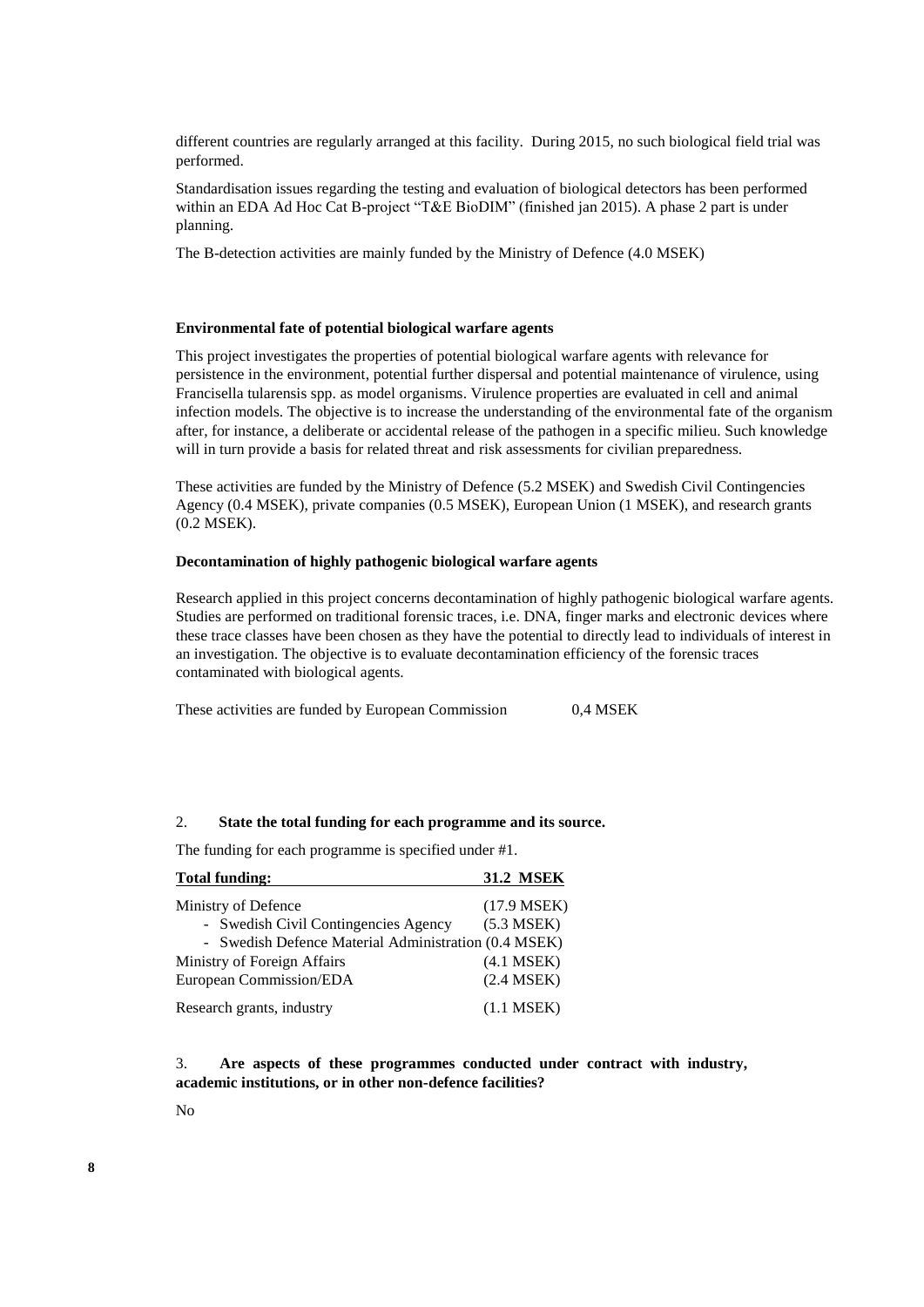different countries are regularly arranged at this facility. During 2015, no such biological field trial was performed.

Standardisation issues regarding the testing and evaluation of biological detectors has been performed within an EDA Ad Hoc Cat B-project "T&E BioDIM" (finished jan 2015). A phase 2 part is under planning.

The B-detection activities are mainly funded by the Ministry of Defence (4.0 MSEK)

**Environmental fate of potential biological warfare agents**

This project investigates the properties of potential biological warfare agents with relevance for persistence in the environment, potential further dispersal and potential maintenance of virulence, using Francisella tularensis spp. as model organisms. Virulence properties are evaluated in cell and animal infection models. The objective is to increase the understanding of the environmental fate of the organism after, for instance, a deliberate or accidental release of the pathogen in a specific milieu. Such knowledge will in turn provide a basis for related threat and risk assessments for civilian preparedness.

These activities are funded by the Ministry of Defence (5.2 MSEK) and Swedish Civil Contingencies Agency (0.4 MSEK), private companies (0.5 MSEK), European Union (1 MSEK), and research grants (0.2 MSEK).

**Decontamination of highly pathogenic biological warfare agents**

Research applied in this project concerns decontamination of highly pathogenic biological warfare agents. Studies are performed on traditional forensic traces, i.e. DNA, finger marks and electronic devices where these trace classes have been chosen as they have the potential to directly lead to individuals of interest in an investigation. The objective is to evaluate decontamination efficiency of the forensic traces contaminated with biological agents.

These activities are funded by European Commission 0,4 MSEK

2. **State the total funding for each programme and its source.**

The funding for each programme is specified under #1.

| Total funding: | 31.2 MSEK |
|---|---|
| Ministry of Defence | (17.9 MSEK) |
| - Swedish Civil Contingencies Agency | (5.3 MSEK) |
| - Swedish Defence Material Administration | (0.4 MSEK) |
| Ministry of Foreign Affairs | (4.1 MSEK) |
| European Commission/EDA | (2.4 MSEK) |
| Research grants, industry | (1.1 MSEK) |

3. **Are aspects of these programmes conducted under contract with industry, academic institutions, or in other non-defence facilities?**

No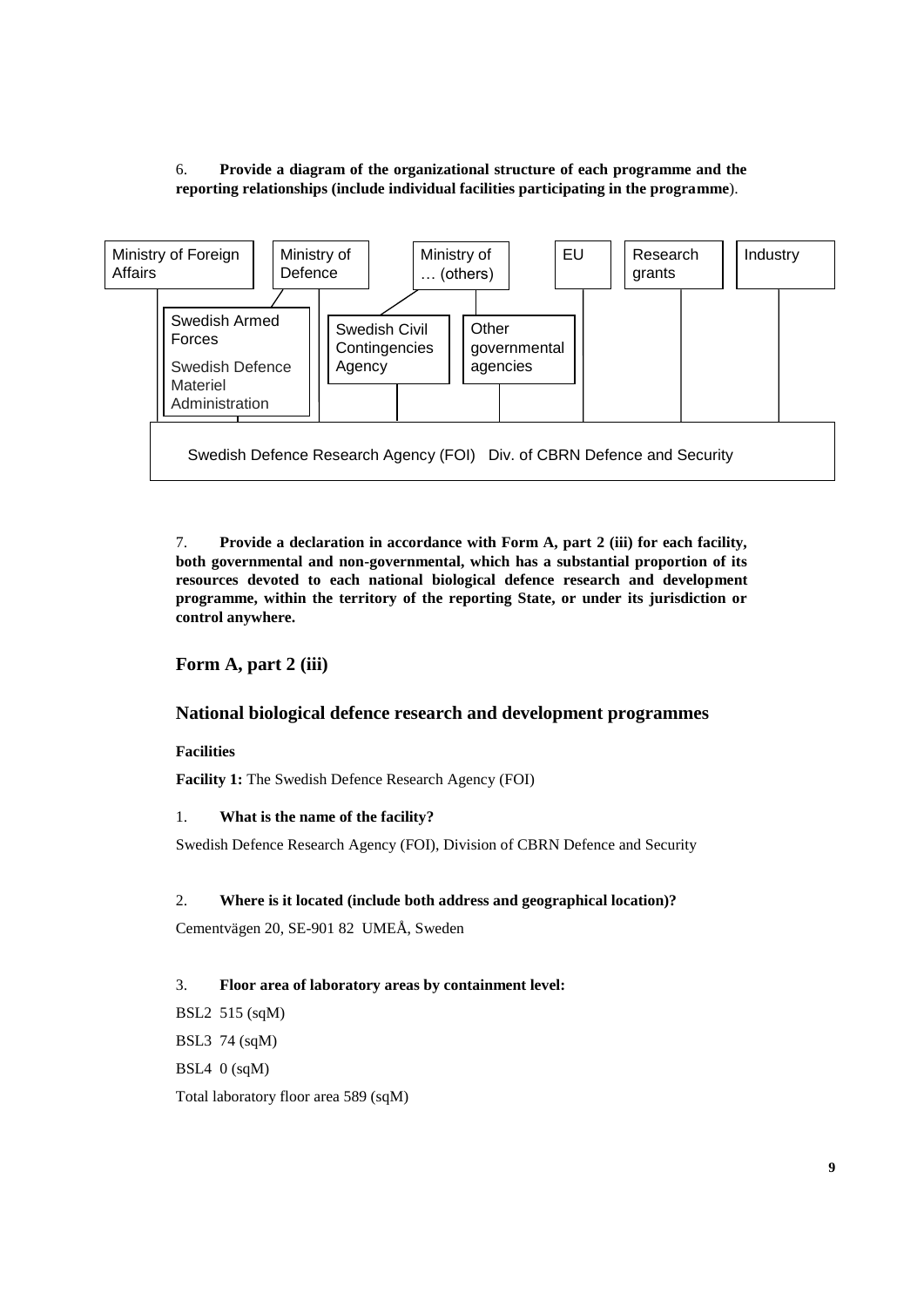6. **Provide a diagram of the organizational structure of each programme and the reporting relationships (include individual facilities participating in the programme**).

Ministry of Foreign Affairs | Ministry of Defence | Ministry of … (others) | EU | Research grants | Industry

Swedish Armed Forces
Swedish Defence Materiel Administration

Swedish Civil Contingencies Agency

Other governmental agencies

Swedish Defence Research Agency (FOI) Div. of CBRN Defence and Security

7. **Provide a declaration in accordance with Form A, part 2 (iii) for each facility, both governmental and non-governmental, which has a substantial proportion of its resources devoted to each national biological defence research and development programme, within the territory of the reporting State, or under its jurisdiction or control anywhere.**

## Form A, part 2 (iii)

## National biological defence research and development programmes

**Facilities**

**Facility 1:** The Swedish Defence Research Agency (FOI)

1. **What is the name of the facility?**

Swedish Defence Research Agency (FOI), Division of CBRN Defence and Security

2. **Where is it located (include both address and geographical location)?**

Cementvägen 20, SE-901 82 UMEÅ, Sweden

3. **Floor area of laboratory areas by containment level:**

BSL2 515 (sqM)

BSL3 74 (sqM)

BSL4 0 (sqM)

Total laboratory floor area 589 (sqM)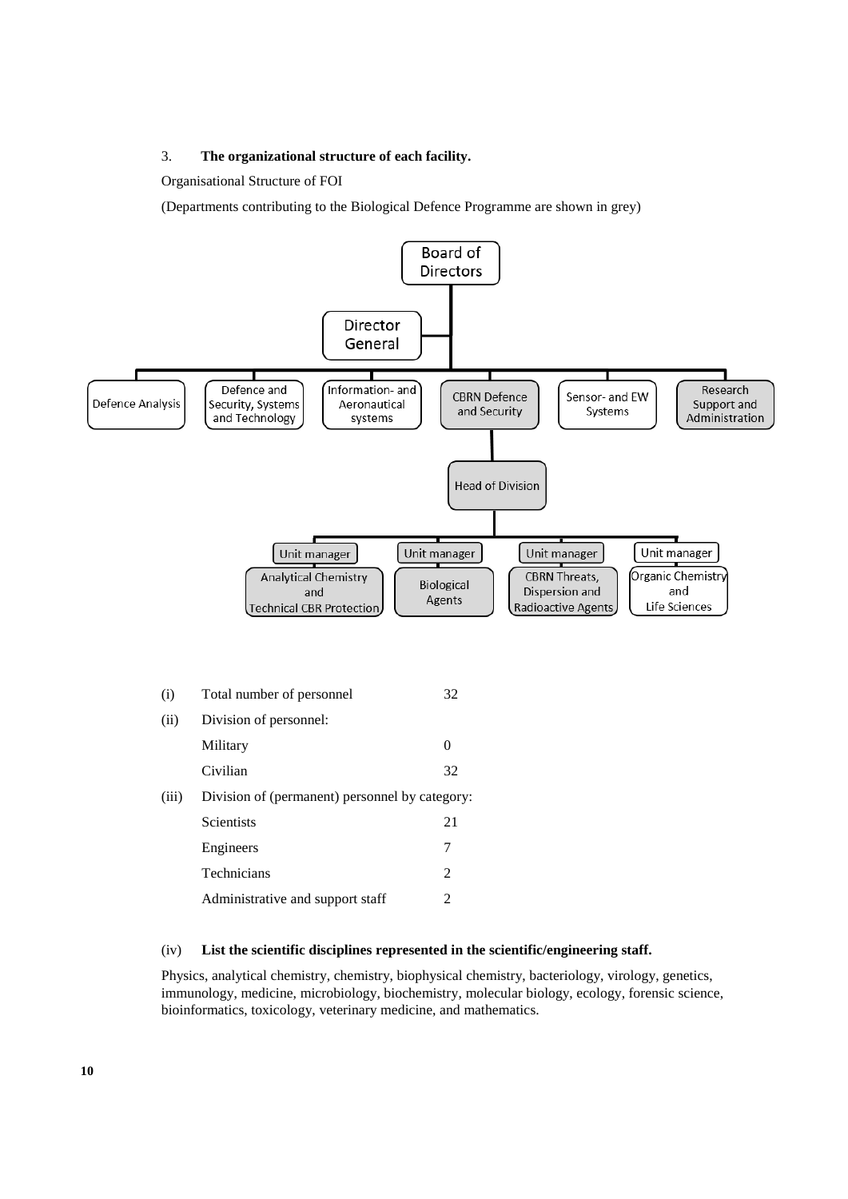3. **The organizational structure of each facility.**

Organisational Structure of FOI

(Departments contributing to the Biological Defence Programme are shown in grey)

- Board of Directors
  - Director General
  - Defence Analysis
  - Defence and Security, Systems and Technology
  - Information- and Aeronautical systems
  - CBRN Defence and Security
    - Head of Division
      - Unit manager: Analytical Chemistry and Technical CBR Protection
      - Unit manager: Biological Agents
      - Unit manager: CBRN Threats, Dispersion and Radioactive Agents
      - Unit manager: Organic Chemistry and Life Sciences
  - Sensor- and EW Systems
  - Research Support and Administration

| | | |
|---|---|---|
| (i) | Total number of personnel | 32 |
| (ii) | Division of personnel: | |
| | Military | 0 |
| | Civilian | 32 |
| (iii) | Division of (permanent) personnel by category: | |
| | Scientists | 21 |
| | Engineers | 7 |
| | Technicians | 2 |
| | Administrative and support staff | 2 |

(iv) **List the scientific disciplines represented in the scientific/engineering staff.**

Physics, analytical chemistry, chemistry, biophysical chemistry, bacteriology, virology, genetics, immunology, medicine, microbiology, biochemistry, molecular biology, ecology, forensic science, bioinformatics, toxicology, veterinary medicine, and mathematics.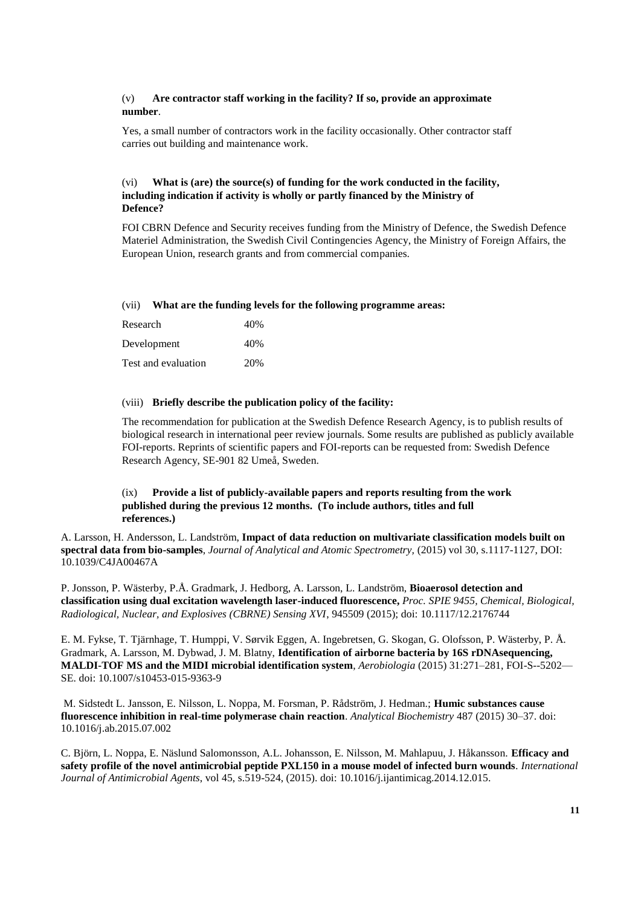(v) **Are contractor staff working in the facility? If so, provide an approximate number**.

Yes, a small number of contractors work in the facility occasionally. Other contractor staff carries out building and maintenance work.

(vi) **What is (are) the source(s) of funding for the work conducted in the facility, including indication if activity is wholly or partly financed by the Ministry of Defence?**

FOI CBRN Defence and Security receives funding from the Ministry of Defence, the Swedish Defence Materiel Administration, the Swedish Civil Contingencies Agency, the Ministry of Foreign Affairs, the European Union, research grants and from commercial companies.

(vii) **What are the funding levels for the following programme areas:**

| | |
|---|---|
| Research | 40% |
| Development | 40% |
| Test and evaluation | 20% |

(viii) **Briefly describe the publication policy of the facility:**

The recommendation for publication at the Swedish Defence Research Agency, is to publish results of biological research in international peer review journals. Some results are published as publicly available FOI-reports. Reprints of scientific papers and FOI-reports can be requested from: Swedish Defence Research Agency, SE-901 82 Umeå, Sweden.

(ix) **Provide a list of publicly-available papers and reports resulting from the work published during the previous 12 months. (To include authors, titles and full references.)**

A. Larsson, H. Andersson, L. Landström, **Impact of data reduction on multivariate classification models built on spectral data from bio-samples**, *Journal of Analytical and Atomic Spectrometry,* (2015) vol 30, s.1117-1127, DOI: 10.1039/C4JA00467A

P. Jonsson, P. Wästerby, P.Å. Gradmark, J. Hedborg, A. Larsson, L. Landström, **Bioaerosol detection and classification using dual excitation wavelength laser-induced fluorescence,** *Proc. SPIE 9455, Chemical, Biological, Radiological, Nuclear, and Explosives (CBRNE) Sensing XVI*, 945509 (2015); doi: 10.1117/12.2176744

E. M. Fykse, T. Tjärnhage, T. Humppi, V. Sørvik Eggen, A. Ingebretsen, G. Skogan, G. Olofsson, P. Wästerby, P. Å. Gradmark, A. Larsson, M. Dybwad, J. M. Blatny, **Identification of airborne bacteria by 16S rDNAsequencing, MALDI-TOF MS and the MIDI microbial identification system**, *Aerobiologia* (2015) 31:271–281, FOI-S--5202—SE. doi: 10.1007/s10453-015-9363-9

M. Sidstedt L. Jansson, E. Nilsson, L. Noppa, M. Forsman, P. Rådström, J. Hedman.; **Humic substances cause fluorescence inhibition in real-time polymerase chain reaction**. *Analytical Biochemistry* 487 (2015) 30–37. doi: 10.1016/j.ab.2015.07.002

C. Björn, L. Noppa, E. Näslund Salomonsson, A.L. Johansson, E. Nilsson, M. Mahlapuu, J. Håkansson. **Efficacy and safety profile of the novel antimicrobial peptide PXL150 in a mouse model of infected burn wounds**. *International Journal of Antimicrobial Agents*, vol 45, s.519-524, (2015). doi: 10.1016/j.ijantimicag.2014.12.015.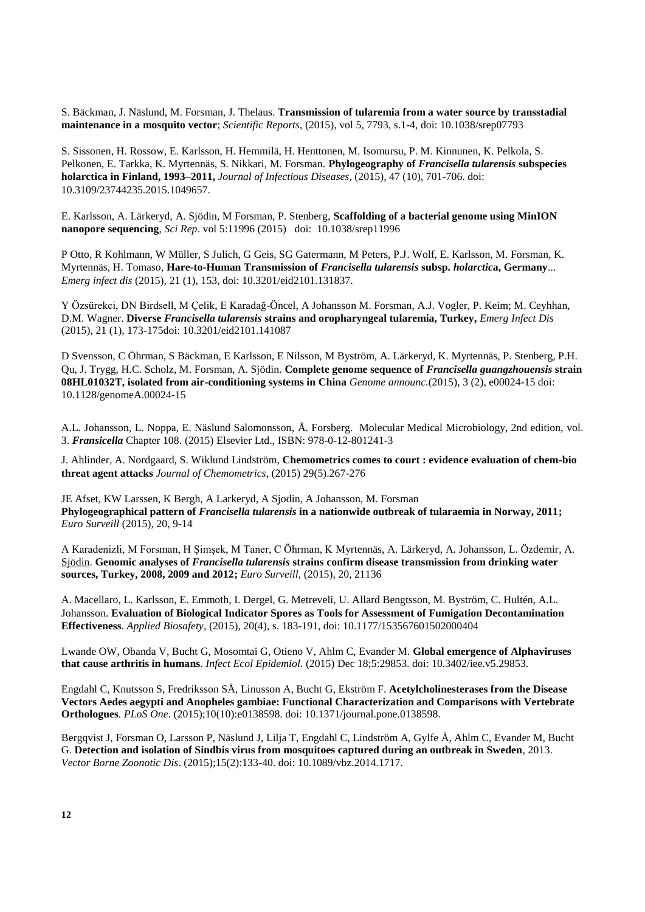S. Bäckman, J. Näslund, M. Forsman, J. Thelaus. **Transmission of tularemia from a water source by transstadial maintenance in a mosquito vector**; *Scientific Reports*, (2015), vol 5, 7793, s.1-4, doi: 10.1038/srep07793

S. Sissonen, H. Rossow, E. Karlsson, H. Hemmilä, H. Henttonen, M. Isomursu, P. M. Kinnunen, K. Pelkola, S. Pelkonen, E. Tarkka, K. Myrtennäs, S. Nikkari, M. Forsman. **Phylogeography of *Francisella tularensis* subspecies holarctica in Finland, 1993–2011,** *Journal of Infectious Diseases*, (2015), 47 (10), 701-706. doi: 10.3109/23744235.2015.1049657.

E. Karlsson, A. Lärkeryd, A. Sjödin, M Forsman, P. Stenberg, **Scaffolding of a bacterial genome using MinION nanopore sequencing**, *Sci Rep*. vol 5:11996 (2015) doi: 10.1038/srep11996

P Otto, R Kohlmann, W Müller, S Julich, G Geis, SG Gatermann, M Peters, P.J. Wolf, E. Karlsson, M. Forsman, K. Myrtennäs, H. Tomaso, **Hare-to-Human Transmission of *Francisella tularensis* subsp. *holarctica*, Germany**... *Emerg infect dis* (2015), 21 (1), 153, doi: 10.3201/eid2101.131837.

Y Özsürekci, DN Birdsell, M Çelik, E Karadağ-Öncel, A Johansson M. Forsman, A.J. Vogler, P. Keim; M. Ceyhhan, D.M. Wagner. **Diverse *Francisella tularensis* strains and oropharyngeal tularemia, Turkey,** *Emerg Infect Dis* (2015), 21 (1), 173-175doi: 10.3201/eid2101.141087

D Svensson, C Öhrman, S Bäckman, E Karlsson, E Nilsson, M Byström, A. Lärkeryd, K. Myrtennäs, P. Stenberg, P.H. Qu, J. Trygg, H.C. Scholz, M. Forsman, A. Sjödin. **Complete genome sequence of *Francisella guangzhouensis* strain 08HL01032T, isolated from air-conditioning systems in China** *Genome announc.*(2015), 3 (2), e00024-15 doi: 10.1128/genomeA.00024-15

A.L. Johansson, L. Noppa, E. Näslund Salomonsson, Å. Forsberg. Molecular Medical Microbiology, 2nd edition, vol. 3. ***Fransicella*** Chapter 108. (2015) Elsevier Ltd., ISBN: 978-0-12-801241-3

J. Ahlinder, A. Nordgaard, S. Wiklund Lindström, **Chemometrics comes to court : evidence evaluation of chem-bio threat agent attacks** *Journal of Chemometrics*, (2015) 29(5).267-276

JE Afset, KW Larssen, K Bergh, A Larkeryd, A Sjodin, A Johansson, M. Forsman
**Phylogeographical pattern of *Francisella tularensis* in a nationwide outbreak of tularaemia in Norway, 2011;** *Euro Surveill* (2015), 20, 9-14

A Karadenizli, M Forsman, H Şimşek, M Taner, C Öhrman, K Myrtennäs, A. Lärkeryd, A. Johansson, L. Özdemir, A. Sjödin. **Genomic analyses of *Francisella tularensis* strains confirm disease transmission from drinking water sources, Turkey, 2008, 2009 and 2012;** *Euro Surveill*, (2015), 20, 21136

A. Macellaro, L. Karlsson, E. Emmoth, I. Dergel, G. Metreveli, U. Allard Bengtsson, M. Byström, C. Hultén, A.L. Johansson. **Evaluation of Biological Indicator Spores as Tools for Assessment of Fumigation Decontamination Effectiveness**. *Applied Biosafety*, (2015), 20(4), s. 183-191, doi: 10.1177/153567601502000404

Lwande OW, Obanda V, Bucht G, Mosomtai G, Otieno V, Ahlm C, Evander M. **Global emergence of Alphaviruses that cause arthritis in humans**. *Infect Ecol Epidemiol*. (2015) Dec 18;5:29853. doi: 10.3402/iee.v5.29853.

Engdahl C, Knutsson S, Fredriksson SÅ, Linusson A, Bucht G, Ekström F. **Acetylcholinesterases from the Disease Vectors Aedes aegypti and Anopheles gambiae: Functional Characterization and Comparisons with Vertebrate Orthologues**. *PLoS One*. (2015);10(10):e0138598. doi: 10.1371/journal.pone.0138598.

Bergqvist J, Forsman O, Larsson P, Näslund J, Lilja T, Engdahl C, Lindström A, Gylfe Å, Ahlm C, Evander M, Bucht G. **Detection and isolation of Sindbis virus from mosquitoes captured during an outbreak in Sweden**, 2013. *Vector Borne Zoonotic Dis*. (2015);15(2):133-40. doi: 10.1089/vbz.2014.1717.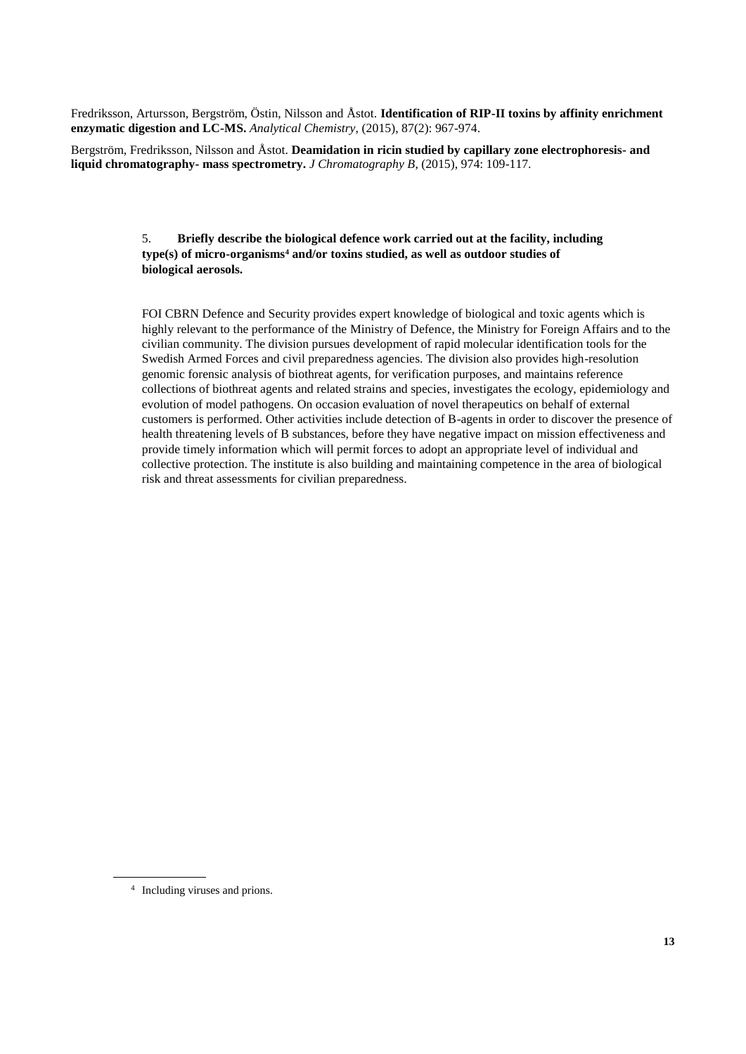Fredriksson, Artursson, Bergström, Östin, Nilsson and Åstot. **Identification of RIP-II toxins by affinity enrichment enzymatic digestion and LC-MS.** *Analytical Chemistry*, (2015), 87(2): 967-974.

Bergström, Fredriksson, Nilsson and Åstot. **Deamidation in ricin studied by capillary zone electrophoresis- and liquid chromatography- mass spectrometry.** *J Chromatography B*, (2015), 974: 109-117.

5. **Briefly describe the biological defence work carried out at the facility, including type(s) of micro-organisms[4] and/or toxins studied, as well as outdoor studies of biological aerosols.**

FOI CBRN Defence and Security provides expert knowledge of biological and toxic agents which is highly relevant to the performance of the Ministry of Defence, the Ministry for Foreign Affairs and to the civilian community. The division pursues development of rapid molecular identification tools for the Swedish Armed Forces and civil preparedness agencies. The division also provides high-resolution genomic forensic analysis of biothreat agents, for verification purposes, and maintains reference collections of biothreat agents and related strains and species, investigates the ecology, epidemiology and evolution of model pathogens. On occasion evaluation of novel therapeutics on behalf of external customers is performed. Other activities include detection of B-agents in order to discover the presence of health threatening levels of B substances, before they have negative impact on mission effectiveness and provide timely information which will permit forces to adopt an appropriate level of individual and collective protection. The institute is also building and maintaining competence in the area of biological risk and threat assessments for civilian preparedness.

[4] Including viruses and prions.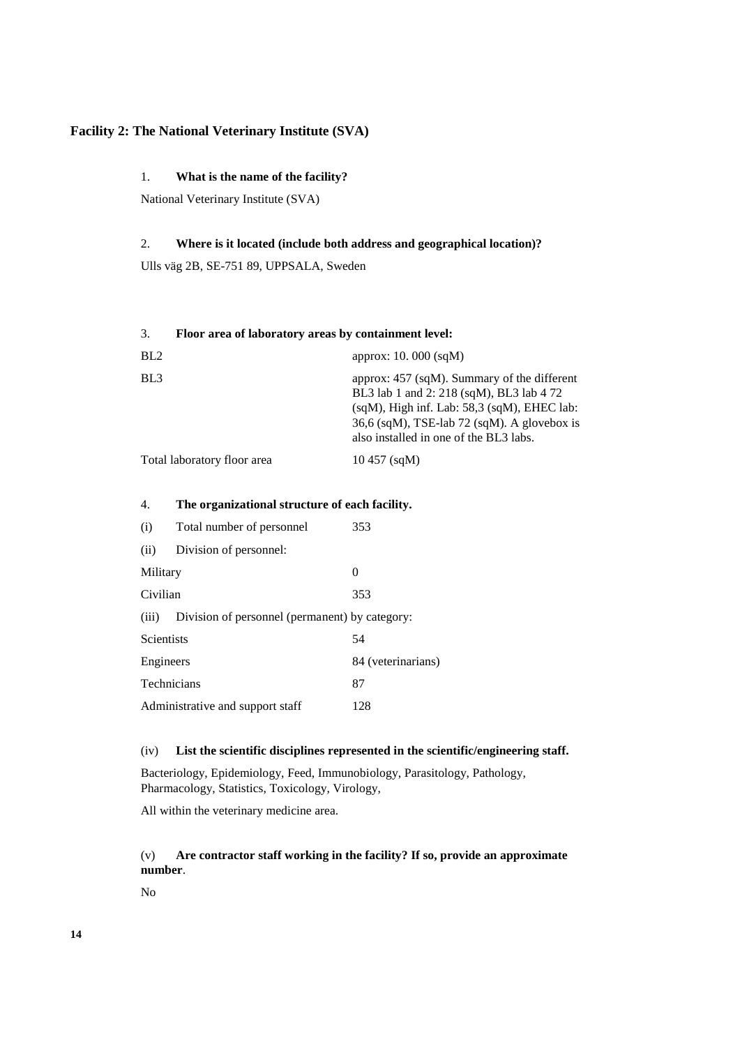## Facility 2: The National Veterinary Institute (SVA)

1. **What is the name of the facility?**

National Veterinary Institute (SVA)

2. **Where is it located (include both address and geographical location)?**

Ulls väg 2B, SE-751 89, UPPSALA, Sweden

3. **Floor area of laboratory areas by containment level:**

| | |
|---|---|
| BL2 | approx: 10. 000 (sqM) |
| BL3 | approx: 457 (sqM). Summary of the different BL3 lab 1 and 2: 218 (sqM), BL3 lab 4 72 (sqM), High inf. Lab: 58,3 (sqM), EHEC lab: 36,6 (sqM), TSE-lab 72 (sqM). A glovebox is also installed in one of the BL3 labs. |
| Total laboratory floor area | 10 457 (sqM) |

4. **The organizational structure of each facility.**

| | |
|---|---|
| (i) Total number of personnel | 353 |
| (ii) Division of personnel: | |
| Military | 0 |
| Civilian | 353 |
| (iii) Division of personnel (permanent) by category: | |
| Scientists | 54 |
| Engineers | 84 (veterinarians) |
| Technicians | 87 |
| Administrative and support staff | 128 |

(iv) **List the scientific disciplines represented in the scientific/engineering staff.**

Bacteriology, Epidemiology, Feed, Immunobiology, Parasitology, Pathology, Pharmacology, Statistics, Toxicology, Virology,

All within the veterinary medicine area.

(v) **Are contractor staff working in the facility? If so, provide an approximate number**.

No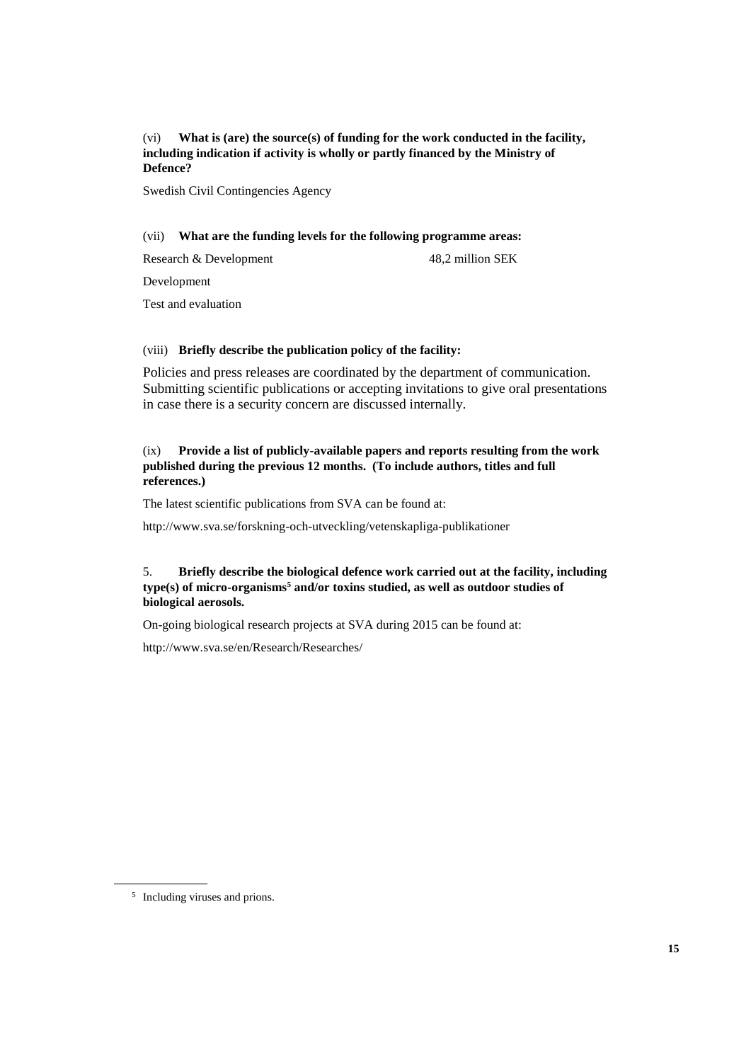(vi) **What is (are) the source(s) of funding for the work conducted in the facility, including indication if activity is wholly or partly financed by the Ministry of Defence?**

Swedish Civil Contingencies Agency

(vii) **What are the funding levels for the following programme areas:**

| | |
|---|---|
| Research & Development | 48,2 million SEK |
| Development | |
| Test and evaluation | |

(viii) **Briefly describe the publication policy of the facility:**

Policies and press releases are coordinated by the department of communication. Submitting scientific publications or accepting invitations to give oral presentations in case there is a security concern are discussed internally.

(ix) **Provide a list of publicly-available papers and reports resulting from the work published during the previous 12 months. (To include authors, titles and full references.)**

The latest scientific publications from SVA can be found at:

http://www.sva.se/forskning-och-utveckling/vetenskapliga-publikationer

5. **Briefly describe the biological defence work carried out at the facility, including type(s) of micro-organisms[5] and/or toxins studied, as well as outdoor studies of biological aerosols.**

On-going biological research projects at SVA during 2015 can be found at:

http://www.sva.se/en/Research/Researches/

[5] Including viruses and prions.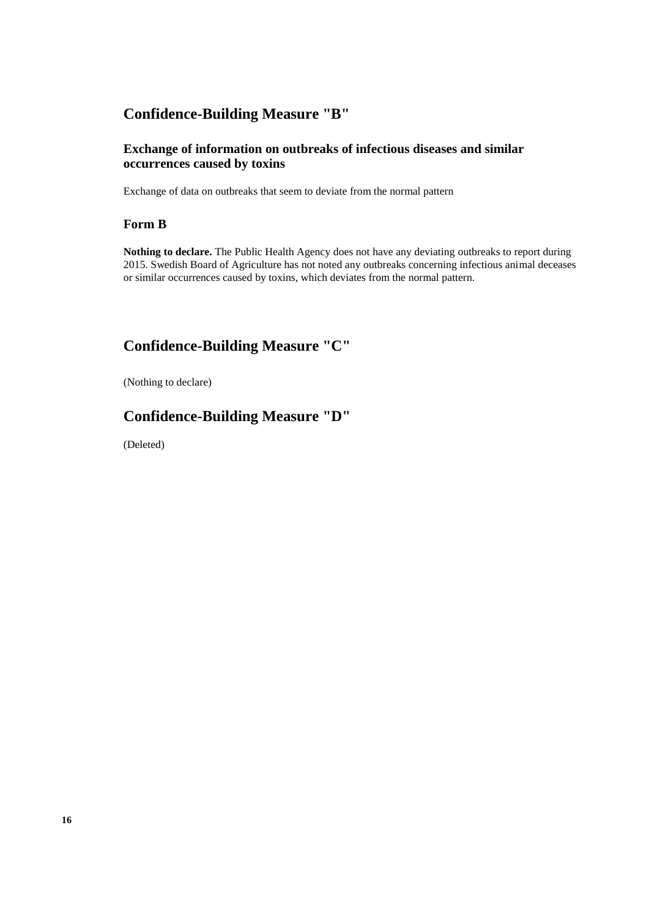## Confidence-Building Measure "B"

### Exchange of information on outbreaks of infectious diseases and similar occurrences caused by toxins

Exchange of data on outbreaks that seem to deviate from the normal pattern

### Form B

**Nothing to declare.** The Public Health Agency does not have any deviating outbreaks to report during 2015. Swedish Board of Agriculture has not noted any outbreaks concerning infectious animal deceases or similar occurrences caused by toxins, which deviates from the normal pattern.

## Confidence-Building Measure "C"

(Nothing to declare)

## Confidence-Building Measure "D"

(Deleted)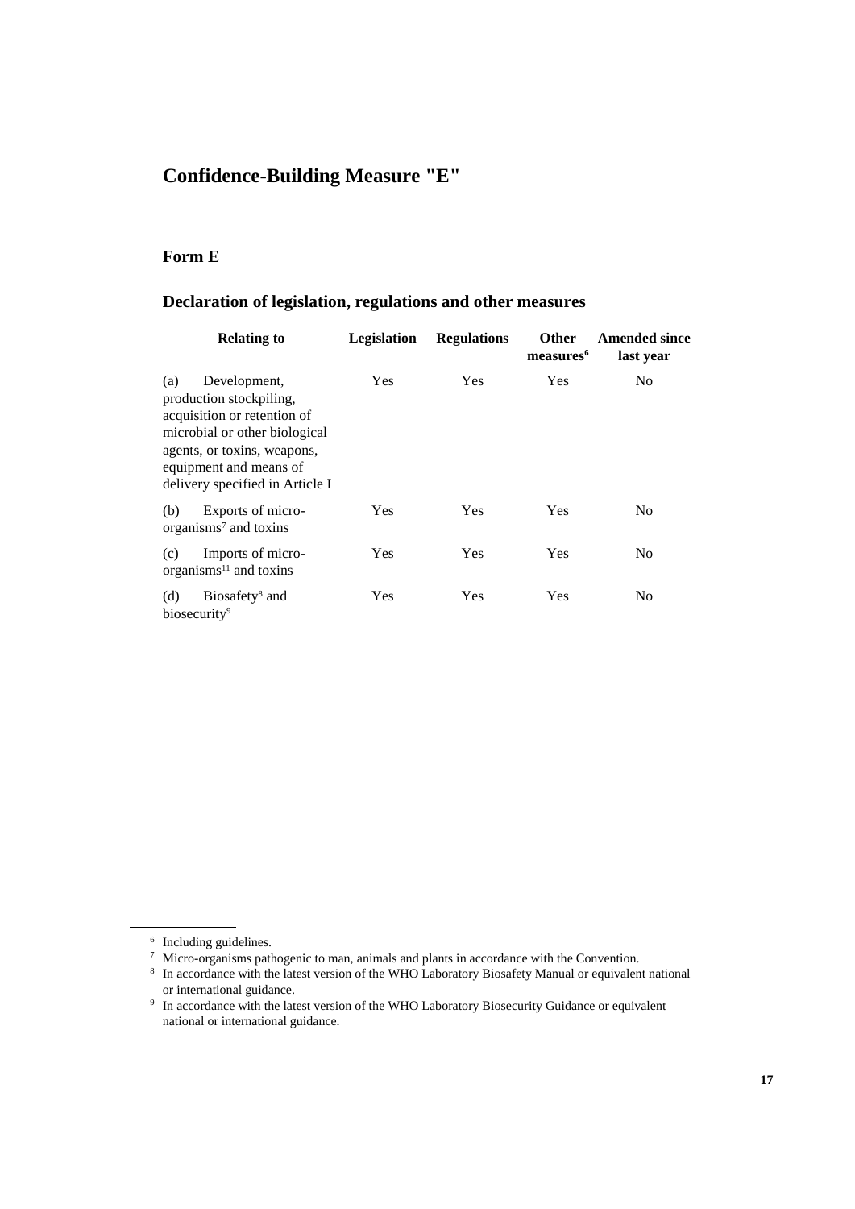# Confidence-Building Measure "E"

## Form E

### Declaration of legislation, regulations and other measures

| Relating to | Legislation | Regulations | Other measures[6] | Amended since last year |
|---|---|---|---|---|
| (a) Development, production stockpiling, acquisition or retention of microbial or other biological agents, or toxins, weapons, equipment and means of delivery specified in Article I | Yes | Yes | Yes | No |
| (b) Exports of micro-organisms[7] and toxins | Yes | Yes | Yes | No |
| (c) Imports of micro-organisms[11] and toxins | Yes | Yes | Yes | No |
| (d) Biosafety[8] and biosecurity[9] | Yes | Yes | Yes | No |

---

[6] Including guidelines.

[7] Micro-organisms pathogenic to man, animals and plants in accordance with the Convention.

[8] In accordance with the latest version of the WHO Laboratory Biosafety Manual or equivalent national or international guidance.

[9] In accordance with the latest version of the WHO Laboratory Biosecurity Guidance or equivalent national or international guidance.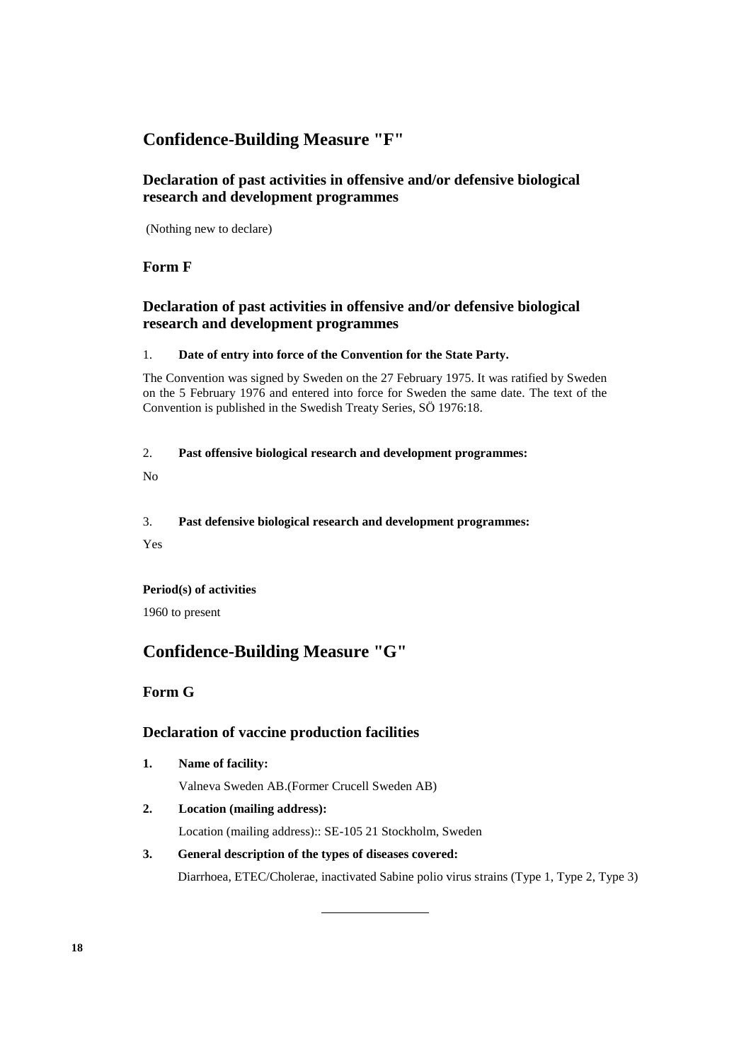# Confidence-Building Measure "F"

## Declaration of past activities in offensive and/or defensive biological research and development programmes

(Nothing new to declare)

## Form F

## Declaration of past activities in offensive and/or defensive biological research and development programmes

1. **Date of entry into force of the Convention for the State Party.**

The Convention was signed by Sweden on the 27 February 1975. It was ratified by Sweden on the 5 February 1976 and entered into force for Sweden the same date. The text of the Convention is published in the Swedish Treaty Series, SÖ 1976:18.

2. **Past offensive biological research and development programmes:**

No

3. **Past defensive biological research and development programmes:**

Yes

**Period(s) of activities**

1960 to present

# Confidence-Building Measure "G"

## Form G

## Declaration of vaccine production facilities

1. **Name of facility:**

   Valneva Sweden AB.(Former Crucell Sweden AB)

2. **Location (mailing address):**

   Location (mailing address):: SE-105 21 Stockholm, Sweden

3. **General description of the types of diseases covered:**

   Diarrhoea, ETEC/Cholerae, inactivated Sabine polio virus strains (Type 1, Type 2, Type 3)